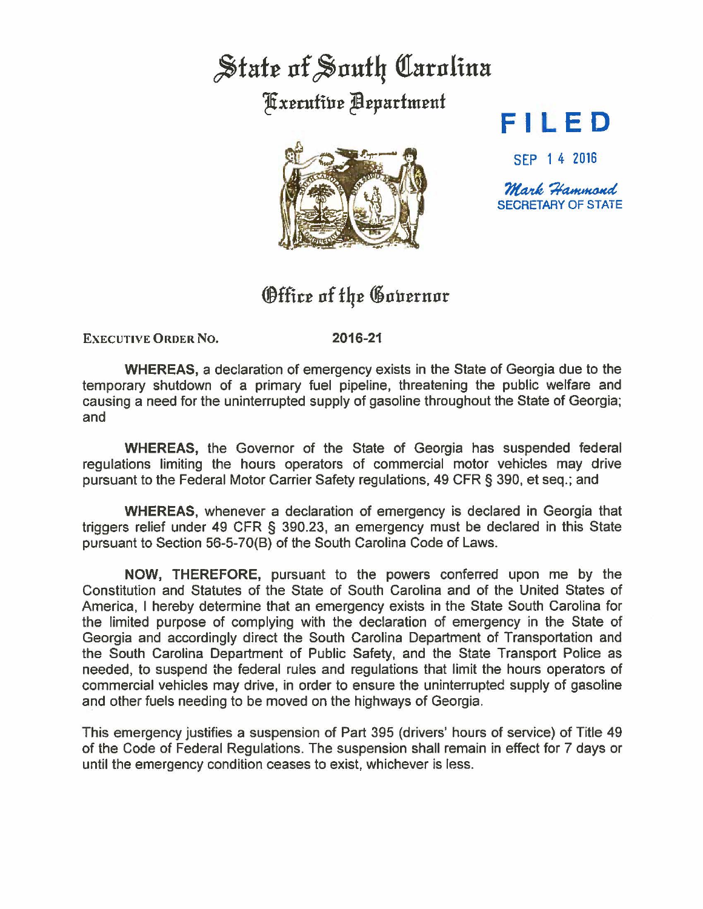# State of South Carolina

## Executive Department

**FILED**

SEP 14 2016

*Mark Hammond*
SECRETARY OF STATE

## Office of the Governor

EXECUTIVE ORDER NO. **2016-21**

**WHEREAS,** a declaration of emergency exists in the State of Georgia due to the temporary shutdown of a primary fuel pipeline, threatening the public welfare and causing a need for the uninterrupted supply of gasoline throughout the State of Georgia; and

**WHEREAS,** the Governor of the State of Georgia has suspended federal regulations limiting the hours operators of commercial motor vehicles may drive pursuant to the Federal Motor Carrier Safety regulations, 49 CFR § 390, et seq.; and

**WHEREAS,** whenever a declaration of emergency is declared in Georgia that triggers relief under 49 CFR § 390.23, an emergency must be declared in this State pursuant to Section 56-5-70(B) of the South Carolina Code of Laws.

**NOW, THEREFORE,** pursuant to the powers conferred upon me by the Constitution and Statutes of the State of South Carolina and of the United States of America, I hereby determine that an emergency exists in the State South Carolina for the limited purpose of complying with the declaration of emergency in the State of Georgia and accordingly direct the South Carolina Department of Transportation and the South Carolina Department of Public Safety, and the State Transport Police as needed, to suspend the federal rules and regulations that limit the hours operators of commercial vehicles may drive, in order to ensure the uninterrupted supply of gasoline and other fuels needing to be moved on the highways of Georgia.

This emergency justifies a suspension of Part 395 (drivers' hours of service) of Title 49 of the Code of Federal Regulations. The suspension shall remain in effect for 7 days or until the emergency condition ceases to exist, whichever is less.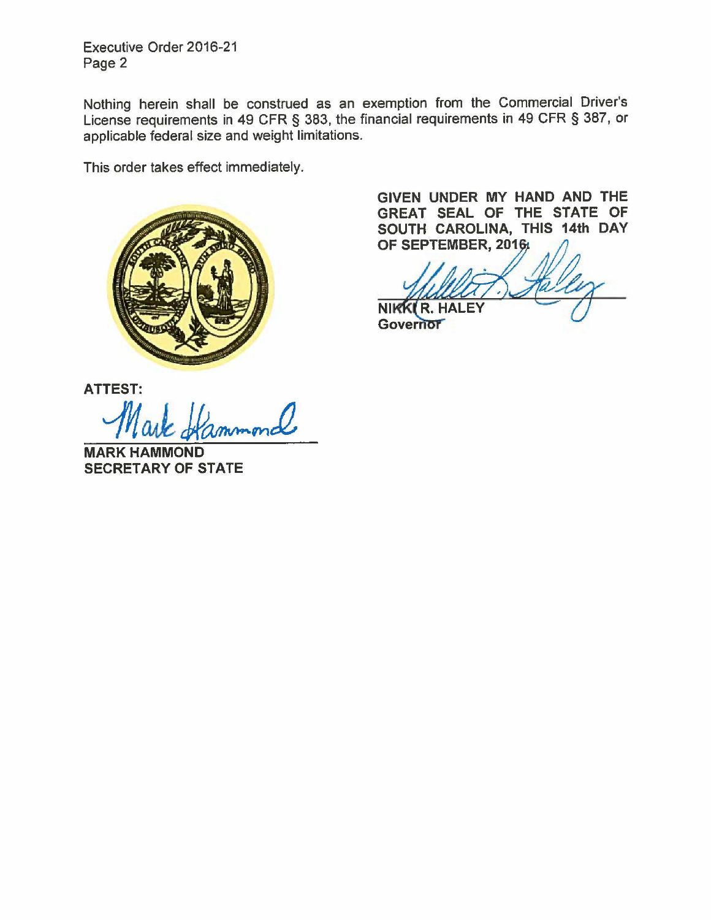Nothing herein shall be construed as an exemption from the Commercial Driver's License requirements in 49 CFR § 383, the financial requirements in 49 CFR § 387, or applicable federal size and weight limitations.

This order takes effect immediately.

**GIVEN UNDER MY HAND AND THE GREAT SEAL OF THE STATE OF SOUTH CAROLINA, THIS 14th DAY OF SEPTEMBER, 2016.**

**NIKKI R. HALEY**
**Governor**

**ATTEST:**

**MARK HAMMOND**
**SECRETARY OF STATE**